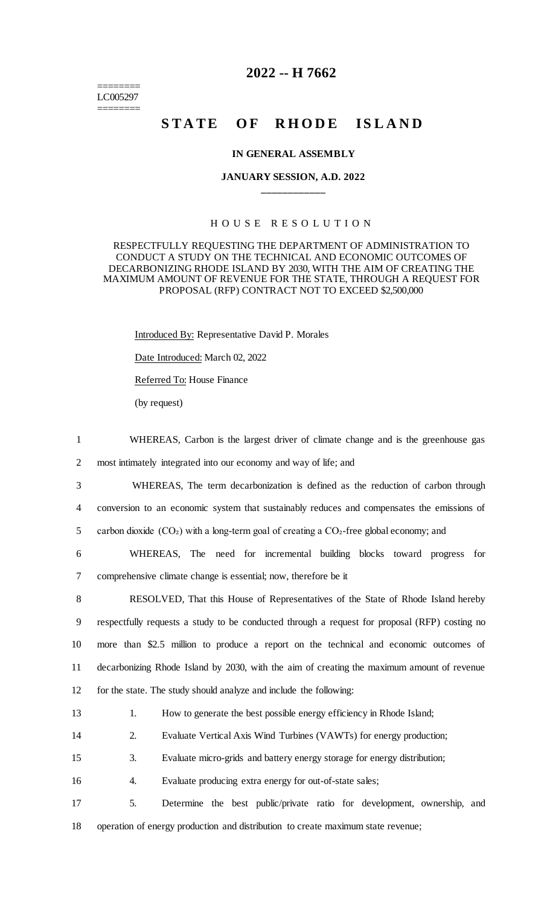========
LC005297
========

# 2022 -- H 7662

# STATE OF RHODE ISLAND

**IN GENERAL ASSEMBLY**

**JANUARY SESSION, A.D. 2022**

____________

H O U S E   R E S O L U T I O N

RESPECTFULLY REQUESTING THE DEPARTMENT OF ADMINISTRATION TO CONDUCT A STUDY ON THE TECHNICAL AND ECONOMIC OUTCOMES OF DECARBONIZING RHODE ISLAND BY 2030, WITH THE AIM OF CREATING THE MAXIMUM AMOUNT OF REVENUE FOR THE STATE, THROUGH A REQUEST FOR PROPOSAL (RFP) CONTRACT NOT TO EXCEED $2,500,000

Introduced By: Representative David P. Morales

Date Introduced: March 02, 2022

Referred To: House Finance

(by request)

1 WHEREAS, Carbon is the largest driver of climate change and is the greenhouse gas
2 most intimately integrated into our economy and way of life; and
3 WHEREAS, The term decarbonization is defined as the reduction of carbon through
4 conversion to an economic system that sustainably reduces and compensates the emissions of
5 carbon dioxide ($CO_2$) with a long-term goal of creating a $CO_2$-free global economy; and
6 WHEREAS, The need for incremental building blocks toward progress for
7 comprehensive climate change is essential; now, therefore be it
8 RESOLVED, That this House of Representatives of the State of Rhode Island hereby
9 respectfully requests a study to be conducted through a request for proposal (RFP) costing no
10 more than $2.5 million to produce a report on the technical and economic outcomes of
11 decarbonizing Rhode Island by 2030, with the aim of creating the maximum amount of revenue
12 for the state. The study should analyze and include the following:
13 1. How to generate the best possible energy efficiency in Rhode Island;
14 2. Evaluate Vertical Axis Wind Turbines (VAWTs) for energy production;
15 3. Evaluate micro-grids and battery energy storage for energy distribution;
16 4. Evaluate producing extra energy for out-of-state sales;
17 5. Determine the best public/private ratio for development, ownership, and
18 operation of energy production and distribution to create maximum state revenue;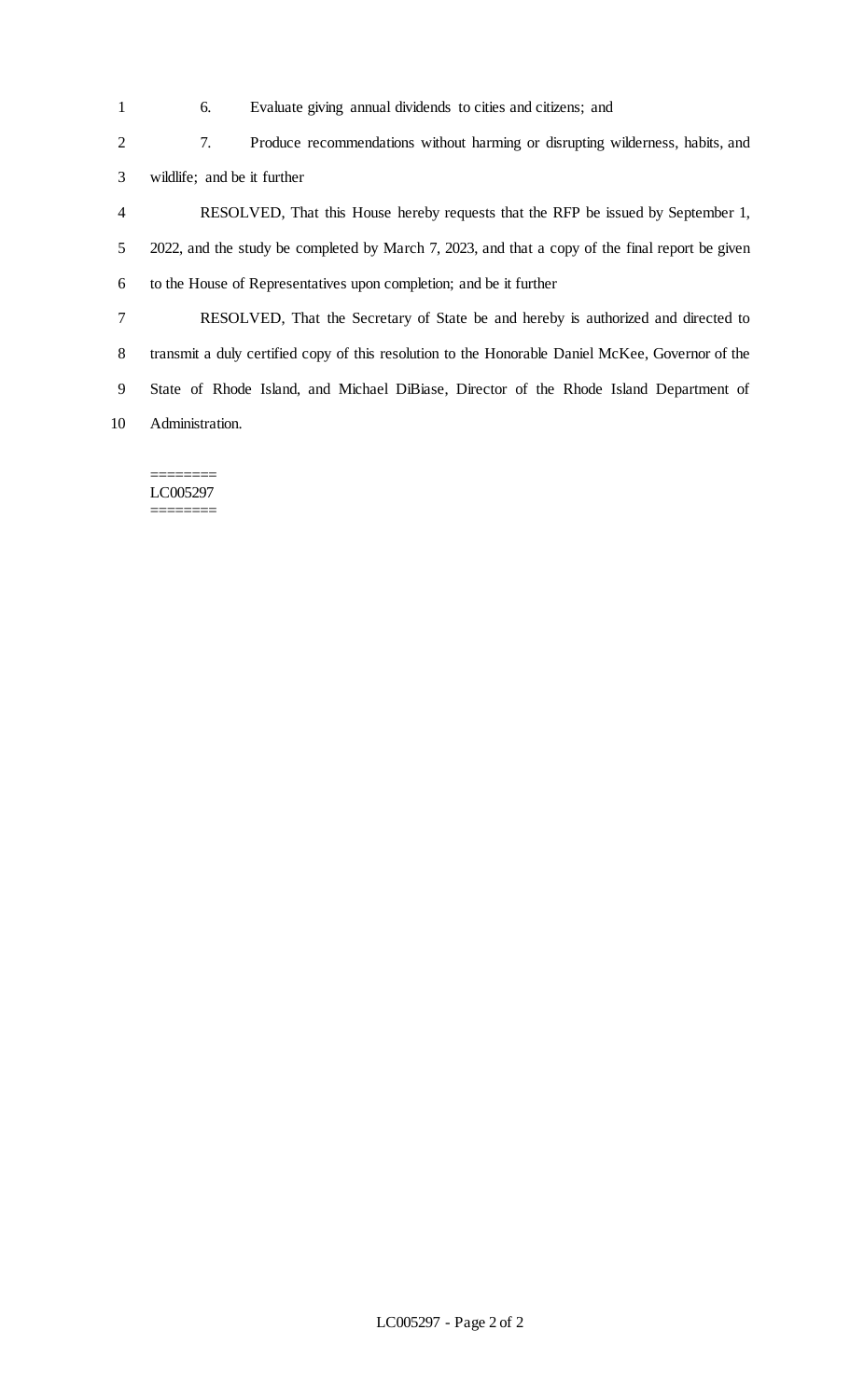6. Evaluate giving annual dividends to cities and citizens; and

7. Produce recommendations without harming or disrupting wilderness, habits, and wildlife; and be it further

RESOLVED, That this House hereby requests that the RFP be issued by September 1, 2022, and the study be completed by March 7, 2023, and that a copy of the final report be given to the House of Representatives upon completion; and be it further

RESOLVED, That the Secretary of State be and hereby is authorized and directed to transmit a duly certified copy of this resolution to the Honorable Daniel McKee, Governor of the State of Rhode Island, and Michael DiBiase, Director of the Rhode Island Department of Administration.

========
LC005297
========